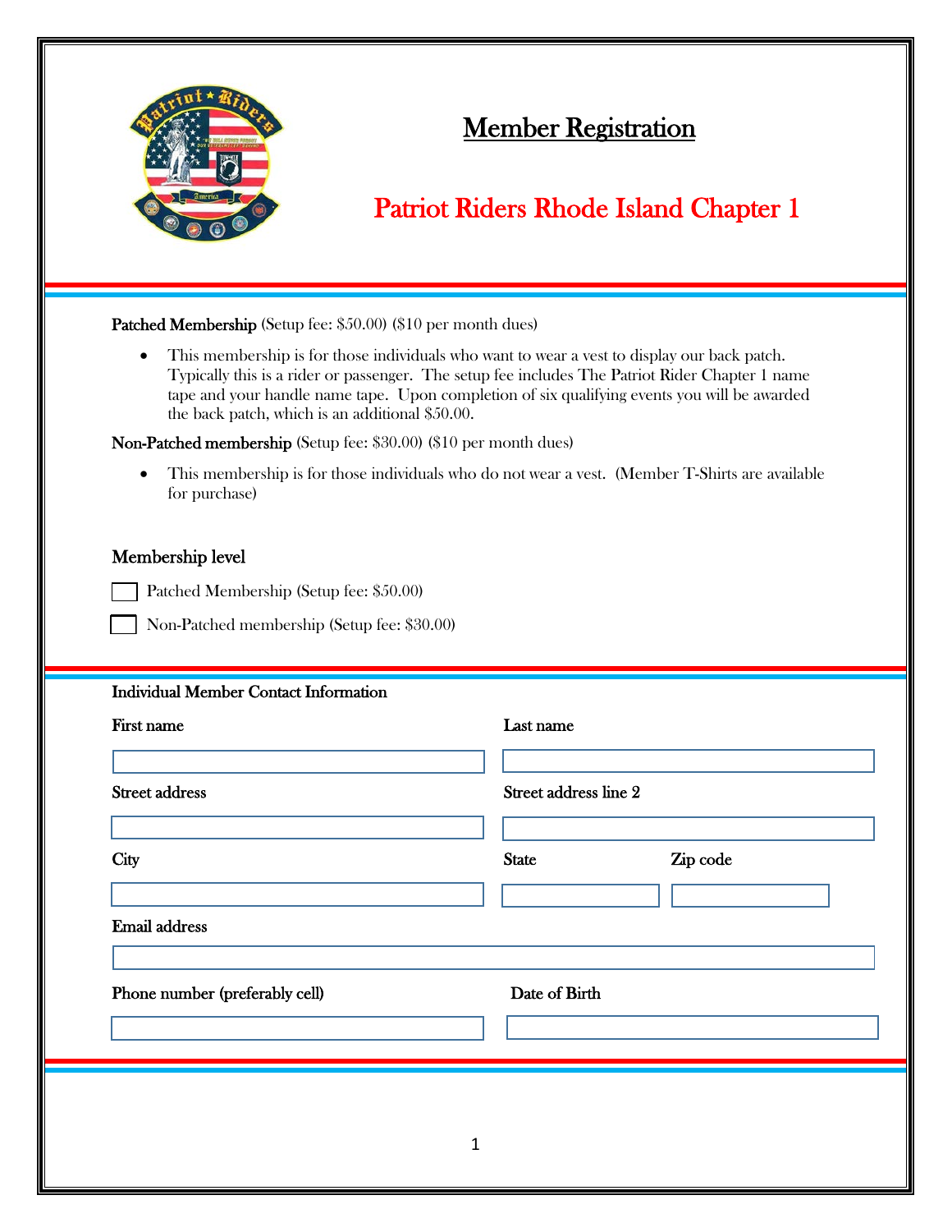# Member Registration

## Patriot Riders Rhode Island Chapter 1

**Patched Membership** (Setup fee: $50.00) ($10 per month dues)

- This membership is for those individuals who want to wear a vest to display our back patch. Typically this is a rider or passenger. The setup fee includes The Patriot Rider Chapter 1 name tape and your handle name tape. Upon completion of six qualifying events you will be awarded the back patch, which is an additional $50.00.

**Non-Patched membership** (Setup fee: $30.00) ($10 per month dues)

- This membership is for those individuals who do not wear a vest. (Member T-Shirts are available for purchase)

### Membership level

☐ Patched Membership (Setup fee: $50.00)

☐ Non-Patched membership (Setup fee: $30.00)

---

**Individual Member Contact Information**

| First name | Last name |
| --- | --- |
| | |

| Street address | Street address line 2 |
| --- | --- |
| | |

| City | State | Zip code |
| --- | --- | --- |
| | | |

| Email address |
| --- |
| |

| Phone number (preferably cell) | Date of Birth |
| --- | --- |
| | |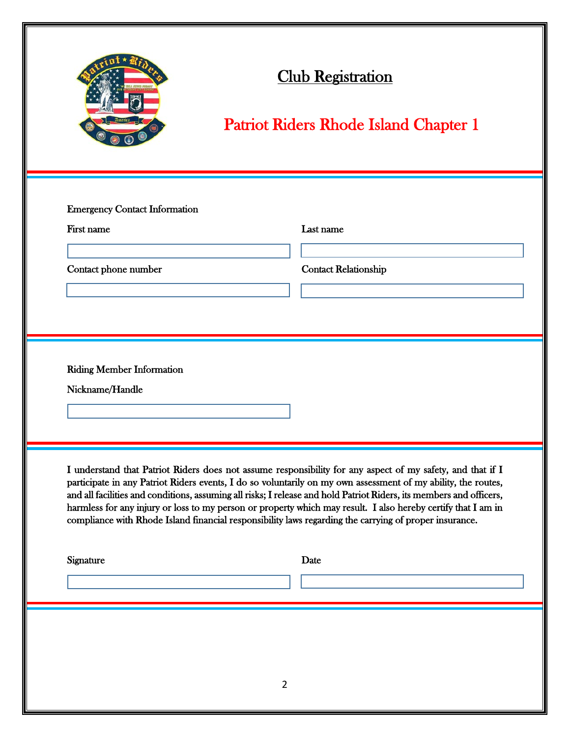# Club Registration

## Patriot Riders Rhode Island Chapter 1

Emergency Contact Information

First name

Last name

Contact phone number

Contact Relationship

Riding Member Information

Nickname/Handle

I understand that Patriot Riders does not assume responsibility for any aspect of my safety, and that if I participate in any Patriot Riders events, I do so voluntarily on my own assessment of my ability, the routes, and all facilities and conditions, assuming all risks; I release and hold Patriot Riders, its members and officers, harmless for any injury or loss to my person or property which may result. I also hereby certify that I am in compliance with Rhode Island financial responsibility laws regarding the carrying of proper insurance.

Signature

Date